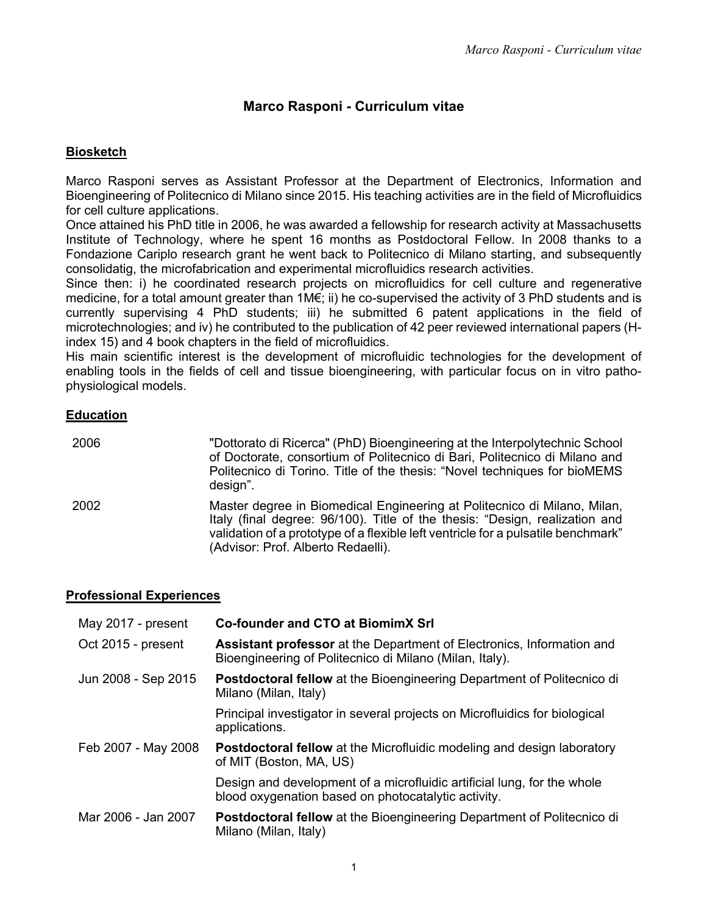# Marco Rasponi - Curriculum vitae

## Biosketch

Marco Rasponi serves as Assistant Professor at the Department of Electronics, Information and Bioengineering of Politecnico di Milano since 2015. His teaching activities are in the field of Microfluidics for cell culture applications.

Once attained his PhD title in 2006, he was awarded a fellowship for research activity at Massachusetts Institute of Technology, where he spent 16 months as Postdoctoral Fellow. In 2008 thanks to a Fondazione Cariplo research grant he went back to Politecnico di Milano starting, and subsequently consolidatig, the microfabrication and experimental microfluidics research activities.

Since then: i) he coordinated research projects on microfluidics for cell culture and regenerative medicine, for a total amount greater than 1M€; ii) he co-supervised the activity of 3 PhD students and is currently supervising 4 PhD students; iii) he submitted 6 patent applications in the field of microtechnologies; and iv) he contributed to the publication of 42 peer reviewed international papers (H-index 15) and 4 book chapters in the field of microfluidics.

His main scientific interest is the development of microfluidic technologies for the development of enabling tools in the fields of cell and tissue bioengineering, with particular focus on in vitro patho-physiological models.

## Education

| | |
|---|---|
| 2006 | "Dottorato di Ricerca" (PhD) Bioengineering at the Interpolytechnic School of Doctorate, consortium of Politecnico di Bari, Politecnico di Milano and Politecnico di Torino. Title of the thesis: "Novel techniques for bioMEMS design". |
| 2002 | Master degree in Biomedical Engineering at Politecnico di Milano, Milan, Italy (final degree: 96/100). Title of the thesis: "Design, realization and validation of a prototype of a flexible left ventricle for a pulsatile benchmark" (Advisor: Prof. Alberto Redaelli). |

## Professional Experiences

| | |
|---|---|
| May 2017 - present | **Co-founder and CTO at BiomimX Srl** |
| Oct 2015 - present | **Assistant professor** at the Department of Electronics, Information and Bioengineering of Politecnico di Milano (Milan, Italy). |
| Jun 2008 - Sep 2015 | **Postdoctoral fellow** at the Bioengineering Department of Politecnico di Milano (Milan, Italy) |
| | Principal investigator in several projects on Microfluidics for biological applications. |
| Feb 2007 - May 2008 | **Postdoctoral fellow** at the Microfluidic modeling and design laboratory of MIT (Boston, MA, US) |
| | Design and development of a microfluidic artificial lung, for the whole blood oxygenation based on photocatalytic activity. |
| Mar 2006 - Jan 2007 | **Postdoctoral fellow** at the Bioengineering Department of Politecnico di Milano (Milan, Italy) |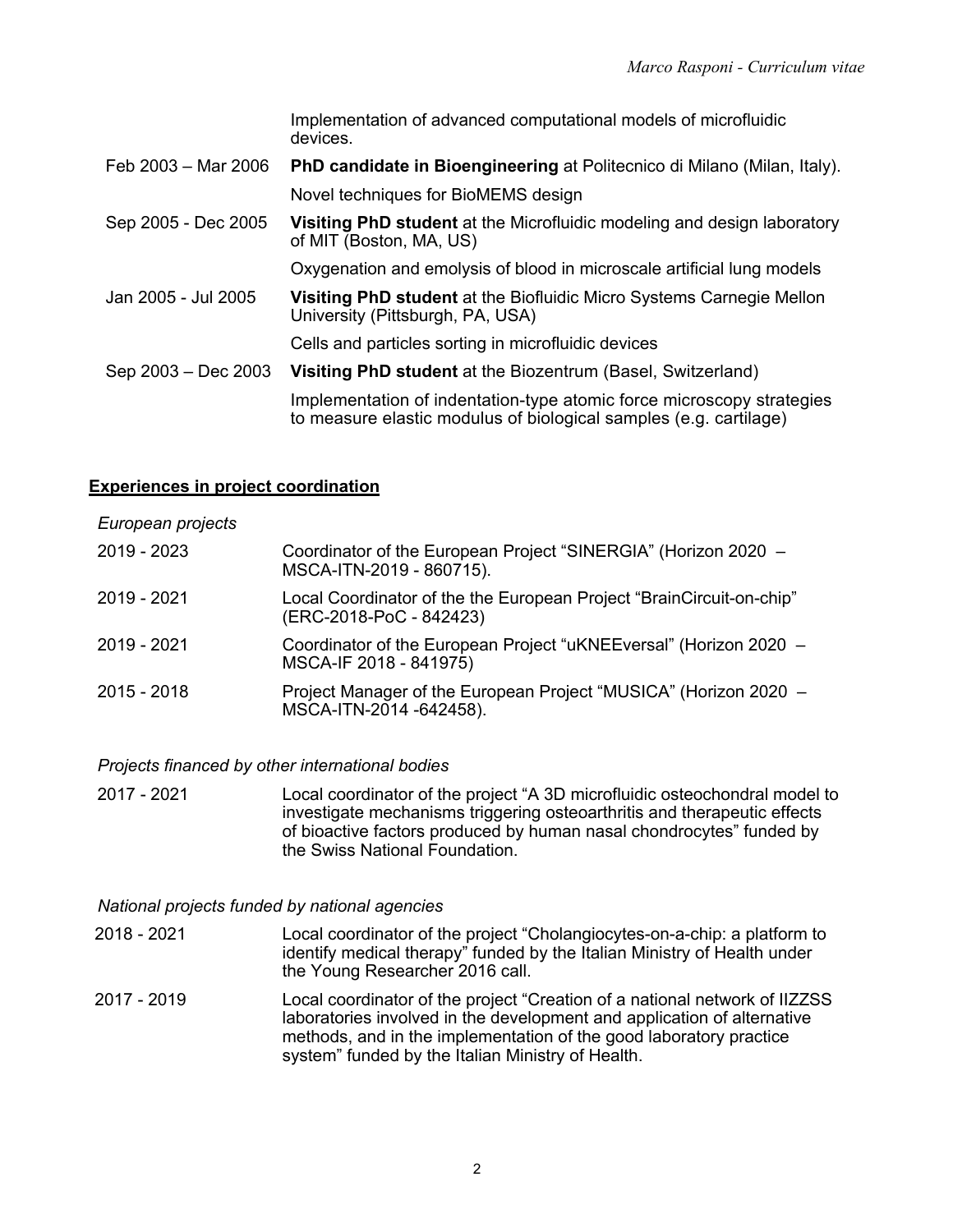| | |
|---|---|
| | Implementation of advanced computational models of microfluidic devices. |
| Feb 2003 – Mar 2006 | **PhD candidate in Bioengineering** at Politecnico di Milano (Milan, Italy). |
| | Novel techniques for BioMEMS design |
| Sep 2005 - Dec 2005 | **Visiting PhD student** at the Microfluidic modeling and design laboratory of MIT (Boston, MA, US) |
| | Oxygenation and emolysis of blood in microscale artificial lung models |
| Jan 2005 - Jul 2005 | **Visiting PhD student** at the Biofluidic Micro Systems Carnegie Mellon University (Pittsburgh, PA, USA) |
| | Cells and particles sorting in microfluidic devices |
| Sep 2003 – Dec 2003 | **Visiting PhD student** at the Biozentrum (Basel, Switzerland) |
| | Implementation of indentation-type atomic force microscopy strategies to measure elastic modulus of biological samples (e.g. cartilage) |

## Experiences in project coordination

*European projects*

| | |
|---|---|
| 2019 - 2023 | Coordinator of the European Project "SINERGIA" (Horizon 2020 – MSCA-ITN-2019 - 860715). |
| 2019 - 2021 | Local Coordinator of the the European Project "BrainCircuit-on-chip" (ERC-2018-PoC - 842423) |
| 2019 - 2021 | Coordinator of the European Project "uKNEEversal" (Horizon 2020 – MSCA-IF 2018 - 841975) |
| 2015 - 2018 | Project Manager of the European Project "MUSICA" (Horizon 2020 – MSCA-ITN-2014 -642458). |

*Projects financed by other international bodies*

| | |
|---|---|
| 2017 - 2021 | Local coordinator of the project "A 3D microfluidic osteochondral model to investigate mechanisms triggering osteoarthritis and therapeutic effects of bioactive factors produced by human nasal chondrocytes" funded by the Swiss National Foundation. |

*National projects funded by national agencies*

| | |
|---|---|
| 2018 - 2021 | Local coordinator of the project "Cholangiocytes-on-a-chip: a platform to identify medical therapy" funded by the Italian Ministry of Health under the Young Researcher 2016 call. |
| 2017 - 2019 | Local coordinator of the project "Creation of a national network of IIZZSS laboratories involved in the development and application of alternative methods, and in the implementation of the good laboratory practice system" funded by the Italian Ministry of Health. |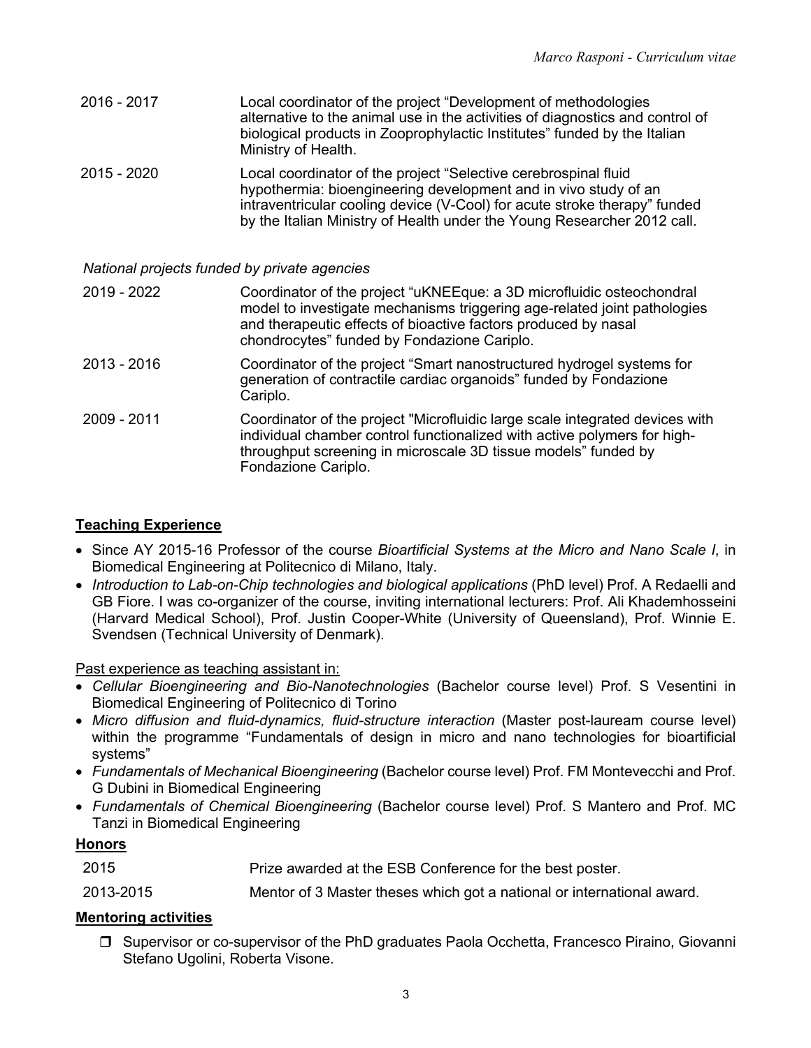| | |
|---|---|
| 2016 - 2017 | Local coordinator of the project "Development of methodologies alternative to the animal use in the activities of diagnostics and control of biological products in Zooprophylactic Institutes" funded by the Italian Ministry of Health. |
| 2015 - 2020 | Local coordinator of the project "Selective cerebrospinal fluid hypothermia: bioengineering development and in vivo study of an intraventricular cooling device (V-Cool) for acute stroke therapy" funded by the Italian Ministry of Health under the Young Researcher 2012 call. |

*National projects funded by private agencies*

| | |
|---|---|
| 2019 - 2022 | Coordinator of the project "uKNEEque: a 3D microfluidic osteochondral model to investigate mechanisms triggering age-related joint pathologies and therapeutic effects of bioactive factors produced by nasal chondrocytes" funded by Fondazione Cariplo. |
| 2013 - 2016 | Coordinator of the project "Smart nanostructured hydrogel systems for generation of contractile cardiac organoids" funded by Fondazione Cariplo. |
| 2009 - 2011 | Coordinator of the project "Microfluidic large scale integrated devices with individual chamber control functionalized with active polymers for high-throughput screening in microscale 3D tissue models" funded by Fondazione Cariplo. |

## **Teaching Experience**

- Since AY 2015-16 Professor of the course *Bioartificial Systems at the Micro and Nano Scale I*, in Biomedical Engineering at Politecnico di Milano, Italy.
- *Introduction to Lab-on-Chip technologies and biological applications* (PhD level) Prof. A Redaelli and GB Fiore. I was co-organizer of the course, inviting international lecturers: Prof. Ali Khademhosseini (Harvard Medical School), Prof. Justin Cooper-White (University of Queensland), Prof. Winnie E. Svendsen (Technical University of Denmark).

Past experience as teaching assistant in:

- *Cellular Bioengineering and Bio-Nanotechnologies* (Bachelor course level) Prof. S Vesentini in Biomedical Engineering of Politecnico di Torino
- *Micro diffusion and fluid-dynamics, fluid-structure interaction* (Master post-lauream course level) within the programme "Fundamentals of design in micro and nano technologies for bioartificial systems"
- *Fundamentals of Mechanical Bioengineering* (Bachelor course level) Prof. FM Montevecchi and Prof. G Dubini in Biomedical Engineering
- *Fundamentals of Chemical Bioengineering* (Bachelor course level) Prof. S Mantero and Prof. MC Tanzi in Biomedical Engineering

## **Honors**

| | |
|---|---|
| 2015 | Prize awarded at the ESB Conference for the best poster. |
| 2013-2015 | Mentor of 3 Master theses which got a national or international award. |

## **Mentoring activities**

- Supervisor or co-supervisor of the PhD graduates Paola Occhetta, Francesco Piraino, Giovanni Stefano Ugolini, Roberta Visone.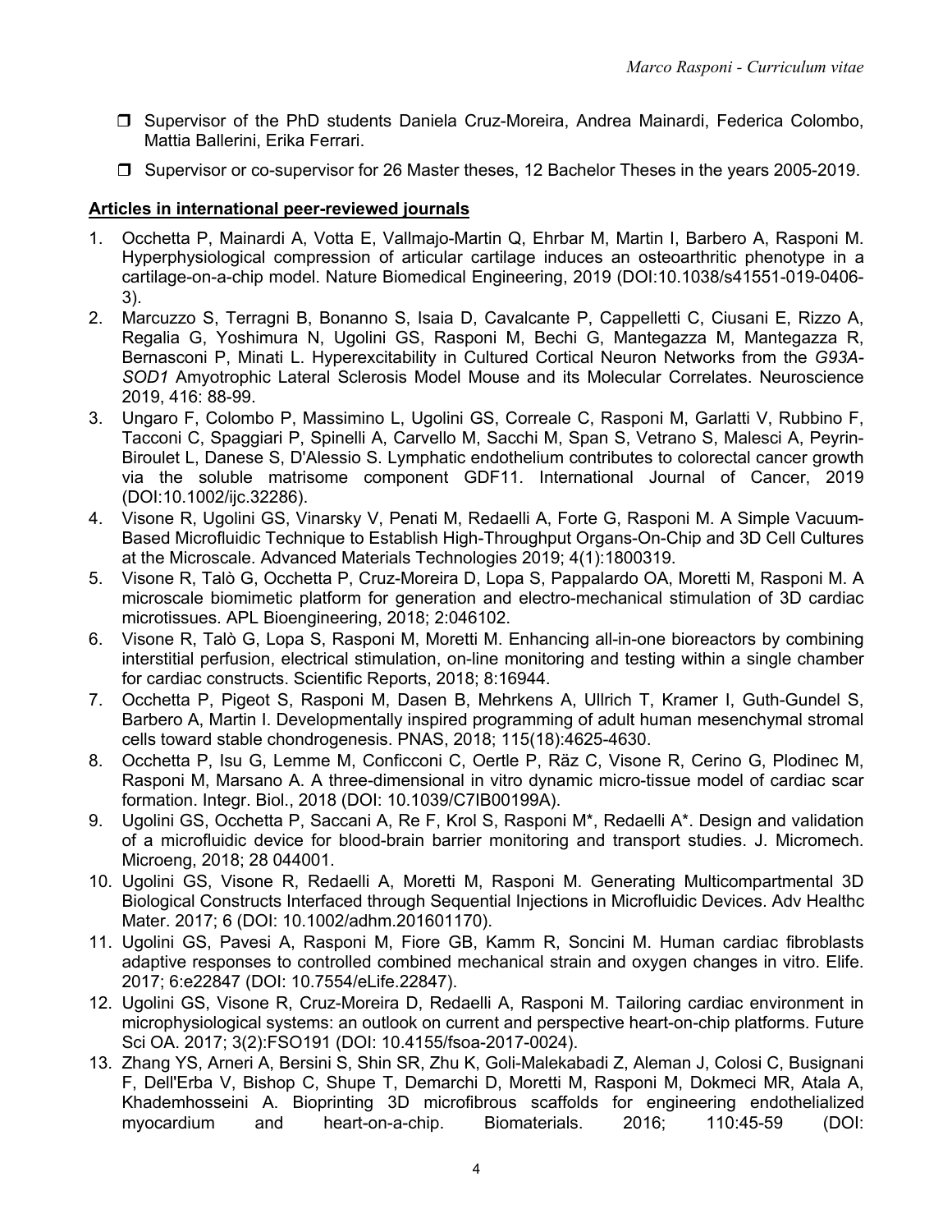- ❒ Supervisor of the PhD students Daniela Cruz-Moreira, Andrea Mainardi, Federica Colombo, Mattia Ballerini, Erika Ferrari.
- ❒ Supervisor or co-supervisor for 26 Master theses, 12 Bachelor Theses in the years 2005-2019.

**Articles in international peer-reviewed journals**

1. Occhetta P, Mainardi A, Votta E, Vallmajo-Martin Q, Ehrbar M, Martin I, Barbero A, Rasponi M. Hyperphysiological compression of articular cartilage induces an osteoarthritic phenotype in a cartilage-on-a-chip model. Nature Biomedical Engineering, 2019 (DOI:10.1038/s41551-019-0406-3).
2. Marcuzzo S, Terragni B, Bonanno S, Isaia D, Cavalcante P, Cappelletti C, Ciusani E, Rizzo A, Regalia G, Yoshimura N, Ugolini GS, Rasponi M, Bechi G, Mantegazza M, Mantegazza R, Bernasconi P, Minati L. Hyperexcitability in Cultured Cortical Neuron Networks from the *G93A-SOD1* Amyotrophic Lateral Sclerosis Model Mouse and its Molecular Correlates. Neuroscience 2019, 416: 88-99.
3. Ungaro F, Colombo P, Massimino L, Ugolini GS, Correale C, Rasponi M, Garlatti V, Rubbino F, Tacconi C, Spaggiari P, Spinelli A, Carvello M, Sacchi M, Span S, Vetrano S, Malesci A, Peyrin-Biroulet L, Danese S, D'Alessio S. Lymphatic endothelium contributes to colorectal cancer growth via the soluble matrisome component GDF11. International Journal of Cancer, 2019 (DOI:10.1002/ijc.32286).
4. Visone R, Ugolini GS, Vinarsky V, Penati M, Redaelli A, Forte G, Rasponi M. A Simple Vacuum-Based Microfluidic Technique to Establish High-Throughput Organs-On-Chip and 3D Cell Cultures at the Microscale. Advanced Materials Technologies 2019; 4(1):1800319.
5. Visone R, Talò G, Occhetta P, Cruz-Moreira D, Lopa S, Pappalardo OA, Moretti M, Rasponi M. A microscale biomimetic platform for generation and electro-mechanical stimulation of 3D cardiac microtissues. APL Bioengineering, 2018; 2:046102.
6. Visone R, Talò G, Lopa S, Rasponi M, Moretti M. Enhancing all-in-one bioreactors by combining interstitial perfusion, electrical stimulation, on-line monitoring and testing within a single chamber for cardiac constructs. Scientific Reports, 2018; 8:16944.
7. Occhetta P, Pigeot S, Rasponi M, Dasen B, Mehrkens A, Ullrich T, Kramer I, Guth-Gundel S, Barbero A, Martin I. Developmentally inspired programming of adult human mesenchymal stromal cells toward stable chondrogenesis. PNAS, 2018; 115(18):4625-4630.
8. Occhetta P, Isu G, Lemme M, Conficconi C, Oertle P, Räz C, Visone R, Cerino G, Plodinec M, Rasponi M, Marsano A. A three-dimensional in vitro dynamic micro-tissue model of cardiac scar formation. Integr. Biol., 2018 (DOI: 10.1039/C7IB00199A).
9. Ugolini GS, Occhetta P, Saccani A, Re F, Krol S, Rasponi M*, Redaelli A*. Design and validation of a microfluidic device for blood-brain barrier monitoring and transport studies. J. Micromech. Microeng, 2018; 28 044001.
10. Ugolini GS, Visone R, Redaelli A, Moretti M, Rasponi M. Generating Multicompartmental 3D Biological Constructs Interfaced through Sequential Injections in Microfluidic Devices. Adv Healthc Mater. 2017; 6 (DOI: 10.1002/adhm.201601170).
11. Ugolini GS, Pavesi A, Rasponi M, Fiore GB, Kamm R, Soncini M. Human cardiac fibroblasts adaptive responses to controlled combined mechanical strain and oxygen changes in vitro. Elife. 2017; 6:e22847 (DOI: 10.7554/eLife.22847).
12. Ugolini GS, Visone R, Cruz-Moreira D, Redaelli A, Rasponi M. Tailoring cardiac environment in microphysiological systems: an outlook on current and perspective heart-on-chip platforms. Future Sci OA. 2017; 3(2):FSO191 (DOI: 10.4155/fsoa-2017-0024).
13. Zhang YS, Arneri A, Bersini S, Shin SR, Zhu K, Goli-Malekabadi Z, Aleman J, Colosi C, Busignani F, Dell'Erba V, Bishop C, Shupe T, Demarchi D, Moretti M, Rasponi M, Dokmeci MR, Atala A, Khademhosseini A. Bioprinting 3D microfibrous scaffolds for engineering endothelialized myocardium and heart-on-a-chip. Biomaterials. 2016; 110:45-59 (DOI: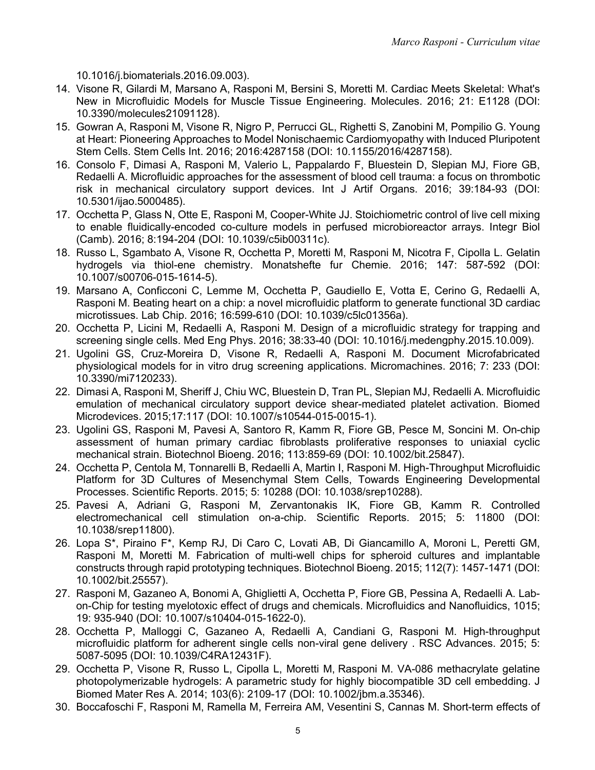10.1016/j.biomaterials.2016.09.003).

14. Visone R, Gilardi M, Marsano A, Rasponi M, Bersini S, Moretti M. Cardiac Meets Skeletal: What's New in Microfluidic Models for Muscle Tissue Engineering. Molecules. 2016; 21: E1128 (DOI: 10.3390/molecules21091128).
15. Gowran A, Rasponi M, Visone R, Nigro P, Perrucci GL, Righetti S, Zanobini M, Pompilio G. Young at Heart: Pioneering Approaches to Model Nonischaemic Cardiomyopathy with Induced Pluripotent Stem Cells. Stem Cells Int. 2016; 2016:4287158 (DOI: 10.1155/2016/4287158).
16. Consolo F, Dimasi A, Rasponi M, Valerio L, Pappalardo F, Bluestein D, Slepian MJ, Fiore GB, Redaelli A. Microfluidic approaches for the assessment of blood cell trauma: a focus on thrombotic risk in mechanical circulatory support devices. Int J Artif Organs. 2016; 39:184-93 (DOI: 10.5301/ijao.5000485).
17. Occhetta P, Glass N, Otte E, Rasponi M, Cooper-White JJ. Stoichiometric control of live cell mixing to enable fluidically-encoded co-culture models in perfused microbioreactor arrays. Integr Biol (Camb). 2016; 8:194-204 (DOI: 10.1039/c5ib00311c).
18. Russo L, Sgambato A, Visone R, Occhetta P, Moretti M, Rasponi M, Nicotra F, Cipolla L. Gelatin hydrogels via thiol-ene chemistry. Monatshefte fur Chemie. 2016; 147: 587-592 (DOI: 10.1007/s00706-015-1614-5).
19. Marsano A, Conficconi C, Lemme M, Occhetta P, Gaudiello E, Votta E, Cerino G, Redaelli A, Rasponi M. Beating heart on a chip: a novel microfluidic platform to generate functional 3D cardiac microtissues. Lab Chip. 2016; 16:599-610 (DOI: 10.1039/c5lc01356a).
20. Occhetta P, Licini M, Redaelli A, Rasponi M. Design of a microfluidic strategy for trapping and screening single cells. Med Eng Phys. 2016; 38:33-40 (DOI: 10.1016/j.medengphy.2015.10.009).
21. Ugolini GS, Cruz-Moreira D, Visone R, Redaelli A, Rasponi M. Document Microfabricated physiological models for in vitro drug screening applications. Micromachines. 2016; 7: 233 (DOI: 10.3390/mi7120233).
22. Dimasi A, Rasponi M, Sheriff J, Chiu WC, Bluestein D, Tran PL, Slepian MJ, Redaelli A. Microfluidic emulation of mechanical circulatory support device shear-mediated platelet activation. Biomed Microdevices. 2015;17:117 (DOI: 10.1007/s10544-015-0015-1).
23. Ugolini GS, Rasponi M, Pavesi A, Santoro R, Kamm R, Fiore GB, Pesce M, Soncini M. On-chip assessment of human primary cardiac fibroblasts proliferative responses to uniaxial cyclic mechanical strain. Biotechnol Bioeng. 2016; 113:859-69 (DOI: 10.1002/bit.25847).
24. Occhetta P, Centola M, Tonnarelli B, Redaelli A, Martin I, Rasponi M. High-Throughput Microfluidic Platform for 3D Cultures of Mesenchymal Stem Cells, Towards Engineering Developmental Processes. Scientific Reports. 2015; 5: 10288 (DOI: 10.1038/srep10288).
25. Pavesi A, Adriani G, Rasponi M, Zervantonakis IK, Fiore GB, Kamm R. Controlled electromechanical cell stimulation on-a-chip. Scientific Reports. 2015; 5: 11800 (DOI: 10.1038/srep11800).
26. Lopa S*, Piraino F*, Kemp RJ, Di Caro C, Lovati AB, Di Giancamillo A, Moroni L, Peretti GM, Rasponi M, Moretti M. Fabrication of multi-well chips for spheroid cultures and implantable constructs through rapid prototyping techniques. Biotechnol Bioeng. 2015; 112(7): 1457-1471 (DOI: 10.1002/bit.25557).
27. Rasponi M, Gazaneo A, Bonomi A, Ghiglietti A, Occhetta P, Fiore GB, Pessina A, Redaelli A. Lab-on-Chip for testing myelotoxic effect of drugs and chemicals. Microfluidics and Nanofluidics, 1015; 19: 935-940 (DOI: 10.1007/s10404-015-1622-0).
28. Occhetta P, Malloggi C, Gazaneo A, Redaelli A, Candiani G, Rasponi M. High-throughput microfluidic platform for adherent single cells non-viral gene delivery . RSC Advances. 2015; 5: 5087-5095 (DOI: 10.1039/C4RA12431F).
29. Occhetta P, Visone R, Russo L, Cipolla L, Moretti M, Rasponi M. VA-086 methacrylate gelatine photopolymerizable hydrogels: A parametric study for highly biocompatible 3D cell embedding. J Biomed Mater Res A. 2014; 103(6): 2109-17 (DOI: 10.1002/jbm.a.35346).
30. Boccafoschi F, Rasponi M, Ramella M, Ferreira AM, Vesentini S, Cannas M. Short-term effects of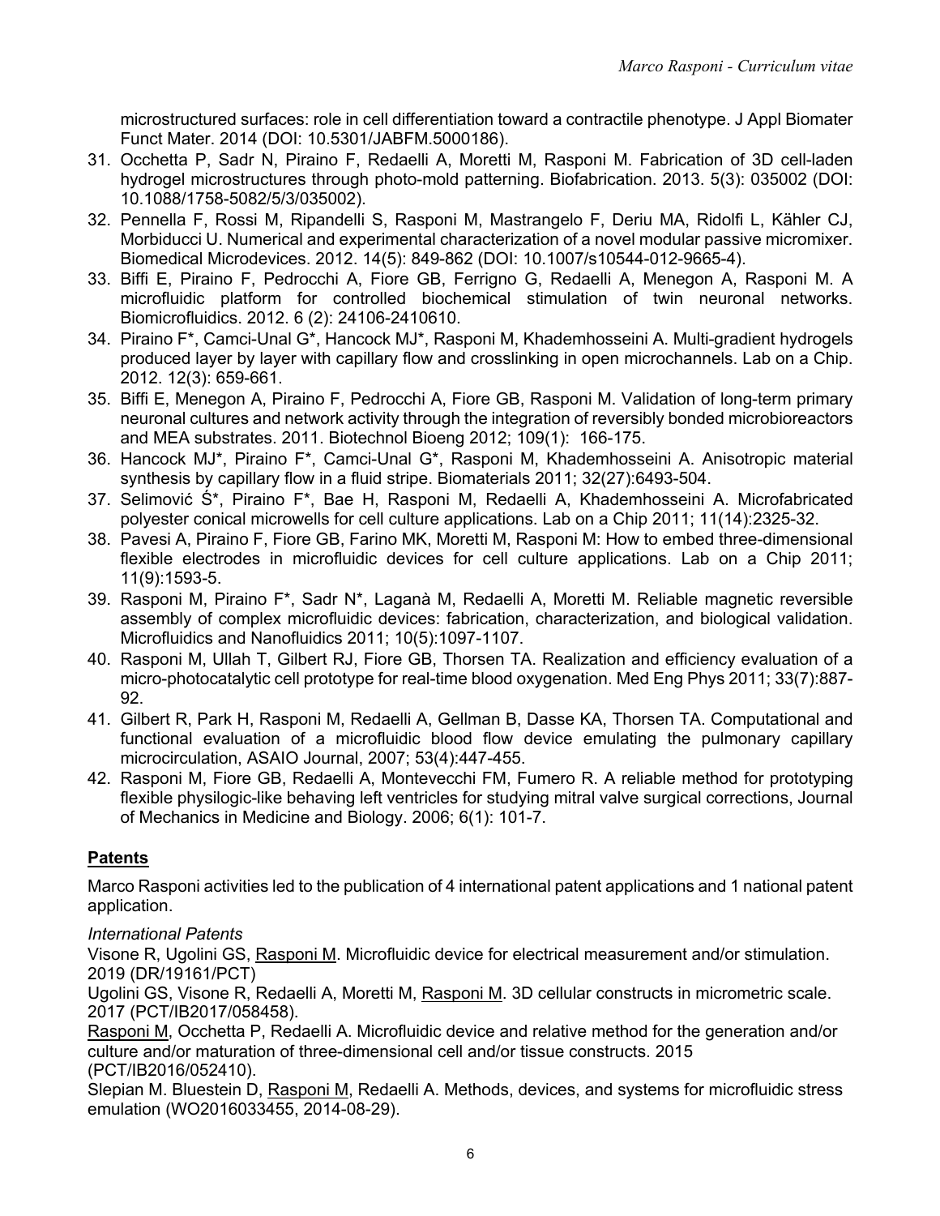microstructured surfaces: role in cell differentiation toward a contractile phenotype. J Appl Biomater Funct Mater. 2014 (DOI: 10.5301/JABFM.5000186).

31. Occhetta P, Sadr N, Piraino F, Redaelli A, Moretti M, Rasponi M. Fabrication of 3D cell-laden hydrogel microstructures through photo-mold patterning. Biofabrication. 2013. 5(3): 035002 (DOI: 10.1088/1758-5082/5/3/035002).
32. Pennella F, Rossi M, Ripandelli S, Rasponi M, Mastrangelo F, Deriu MA, Ridolfi L, Kähler CJ, Morbiducci U. Numerical and experimental characterization of a novel modular passive micromixer. Biomedical Microdevices. 2012. 14(5): 849-862 (DOI: 10.1007/s10544-012-9665-4).
33. Biffi E, Piraino F, Pedrocchi A, Fiore GB, Ferrigno G, Redaelli A, Menegon A, Rasponi M. A microfluidic platform for controlled biochemical stimulation of twin neuronal networks. Biomicrofluidics. 2012. 6 (2): 24106-2410610.
34. Piraino F*, Camci-Unal G*, Hancock MJ*, Rasponi M, Khademhosseini A. Multi-gradient hydrogels produced layer by layer with capillary flow and crosslinking in open microchannels. Lab on a Chip. 2012. 12(3): 659-661.
35. Biffi E, Menegon A, Piraino F, Pedrocchi A, Fiore GB, Rasponi M. Validation of long-term primary neuronal cultures and network activity through the integration of reversibly bonded microbioreactors and MEA substrates. 2011. Biotechnol Bioeng 2012; 109(1): 166-175.
36. Hancock MJ*, Piraino F*, Camci-Unal G*, Rasponi M, Khademhosseini A. Anisotropic material synthesis by capillary flow in a fluid stripe. Biomaterials 2011; 32(27):6493-504.
37. Selimović Ś*, Piraino F*, Bae H, Rasponi M, Redaelli A, Khademhosseini A. Microfabricated polyester conical microwells for cell culture applications. Lab on a Chip 2011; 11(14):2325-32.
38. Pavesi A, Piraino F, Fiore GB, Farino MK, Moretti M, Rasponi M: How to embed three-dimensional flexible electrodes in microfluidic devices for cell culture applications. Lab on a Chip 2011; 11(9):1593-5.
39. Rasponi M, Piraino F*, Sadr N*, Laganà M, Redaelli A, Moretti M. Reliable magnetic reversible assembly of complex microfluidic devices: fabrication, characterization, and biological validation. Microfluidics and Nanofluidics 2011; 10(5):1097-1107.
40. Rasponi M, Ullah T, Gilbert RJ, Fiore GB, Thorsen TA. Realization and efficiency evaluation of a micro-photocatalytic cell prototype for real-time blood oxygenation. Med Eng Phys 2011; 33(7):887-92.
41. Gilbert R, Park H, Rasponi M, Redaelli A, Gellman B, Dasse KA, Thorsen TA. Computational and functional evaluation of a microfluidic blood flow device emulating the pulmonary capillary microcirculation, ASAIO Journal, 2007; 53(4):447-455.
42. Rasponi M, Fiore GB, Redaelli A, Montevecchi FM, Fumero R. A reliable method for prototyping flexible physilogic-like behaving left ventricles for studying mitral valve surgical corrections, Journal of Mechanics in Medicine and Biology. 2006; 6(1): 101-7.

## Patents

Marco Rasponi activities led to the publication of 4 international patent applications and 1 national patent application.

*International Patents*

Visone R, Ugolini GS, Rasponi M. Microfluidic device for electrical measurement and/or stimulation. 2019 (DR/19161/PCT)

Ugolini GS, Visone R, Redaelli A, Moretti M, Rasponi M. 3D cellular constructs in micrometric scale. 2017 (PCT/IB2017/058458).

Rasponi M, Occhetta P, Redaelli A. Microfluidic device and relative method for the generation and/or culture and/or maturation of three-dimensional cell and/or tissue constructs. 2015 (PCT/IB2016/052410).

Slepian M. Bluestein D, Rasponi M, Redaelli A. Methods, devices, and systems for microfluidic stress emulation (WO2016033455, 2014-08-29).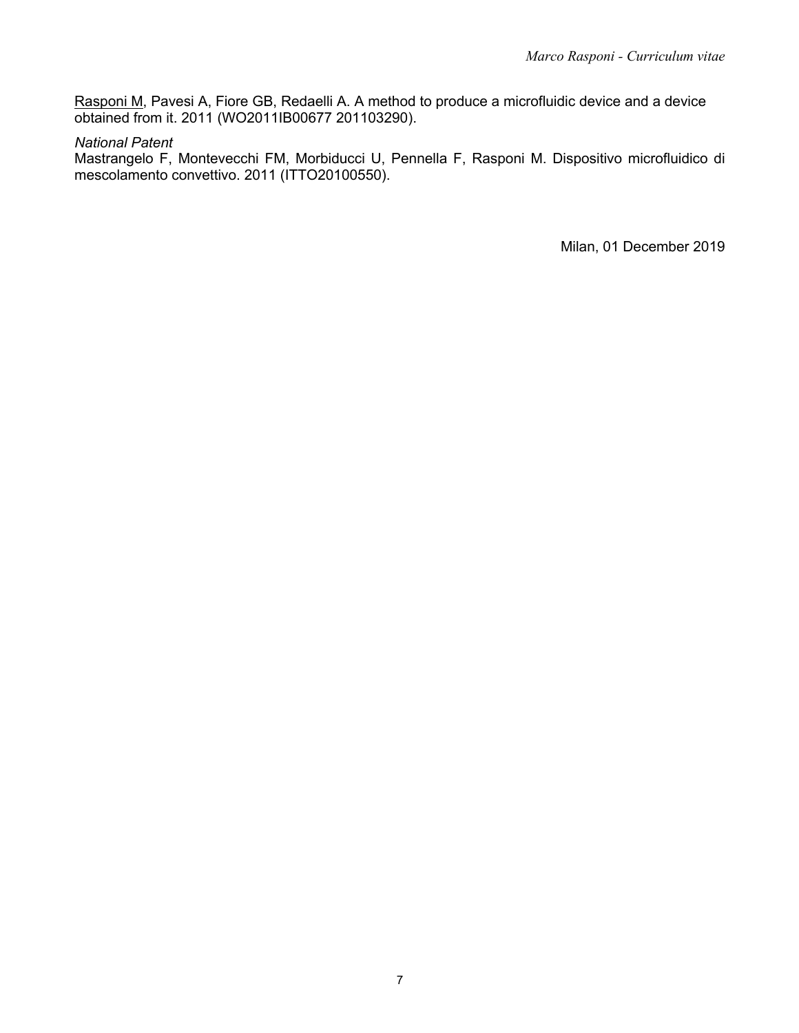<u>Rasponi M</u>, Pavesi A, Fiore GB, Redaelli A. A method to produce a microfluidic device and a device obtained from it. 2011 (WO2011IB00677 201103290).

*National Patent*

Mastrangelo F, Montevecchi FM, Morbiducci U, Pennella F, Rasponi M. Dispositivo microfluidico di mescolamento convettivo. 2011 (ITTO20100550).

Milan, 01 December 2019